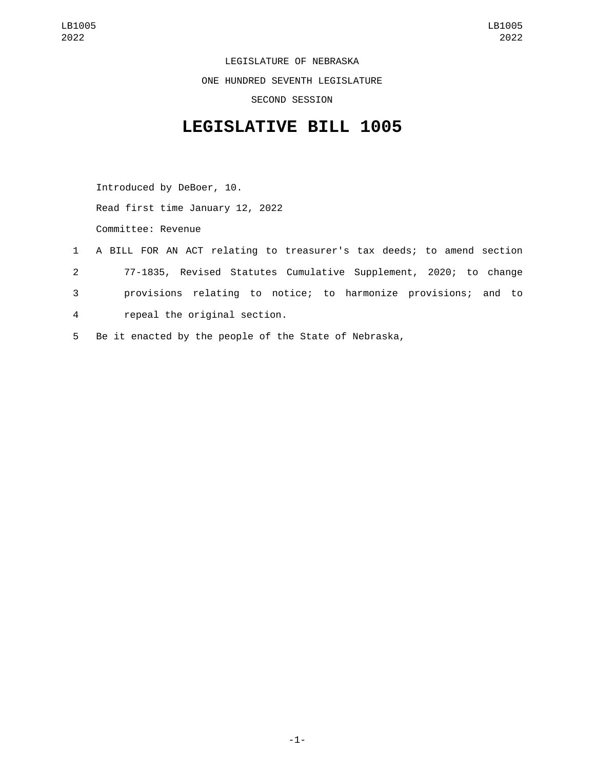LEGISLATURE OF NEBRASKA

ONE HUNDRED SEVENTH LEGISLATURE

SECOND SESSION

# LEGISLATIVE BILL 1005

Introduced by DeBoer, 10.

Read first time January 12, 2022

Committee: Revenue

1 A BILL FOR AN ACT relating to treasurer's tax deeds; to amend section
2 77-1835, Revised Statutes Cumulative Supplement, 2020; to change
3 provisions relating to notice; to harmonize provisions; and to
4 repeal the original section.

5 Be it enacted by the people of the State of Nebraska,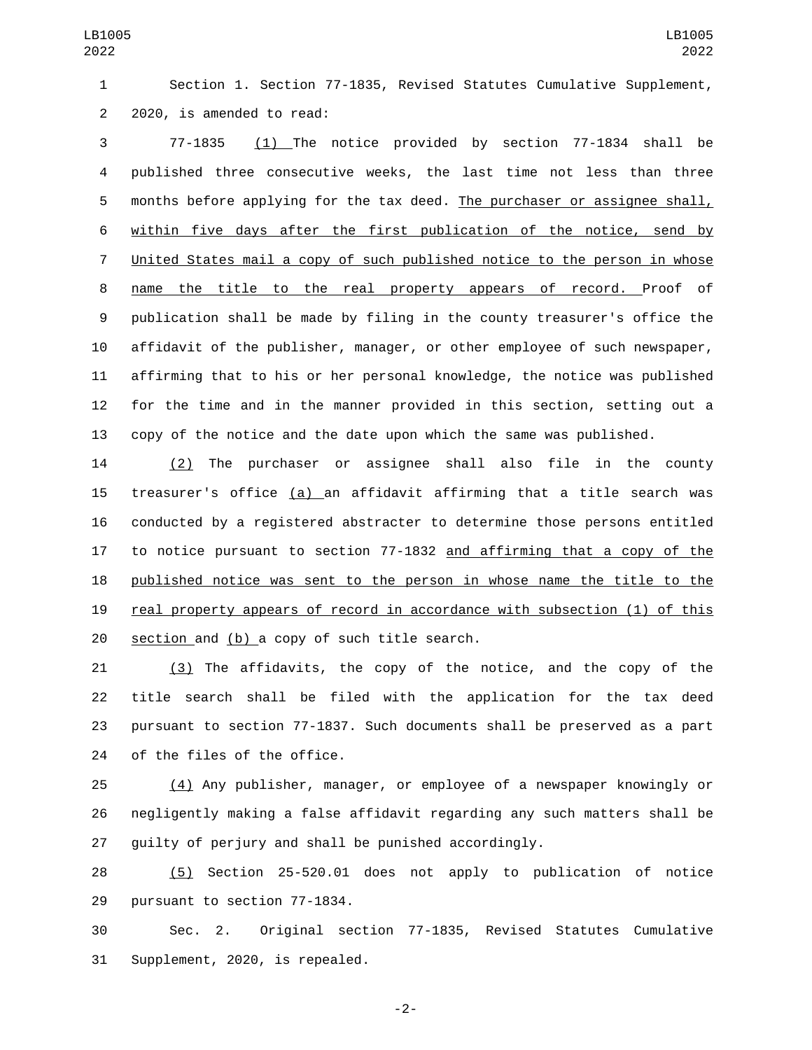Section 1. Section 77-1835, Revised Statutes Cumulative Supplement, 2020, is amended to read:

77-1835 (1) The notice provided by section 77-1834 shall be published three consecutive weeks, the last time not less than three months before applying for the tax deed. The purchaser or assignee shall, within five days after the first publication of the notice, send by United States mail a copy of such published notice to the person in whose name the title to the real property appears of record. Proof of publication shall be made by filing in the county treasurer's office the affidavit of the publisher, manager, or other employee of such newspaper, affirming that to his or her personal knowledge, the notice was published for the time and in the manner provided in this section, setting out a copy of the notice and the date upon which the same was published.

(2) The purchaser or assignee shall also file in the county treasurer's office (a) an affidavit affirming that a title search was conducted by a registered abstracter to determine those persons entitled to notice pursuant to section 77-1832 and affirming that a copy of the published notice was sent to the person in whose name the title to the real property appears of record in accordance with subsection (1) of this section and (b) a copy of such title search.

(3) The affidavits, the copy of the notice, and the copy of the title search shall be filed with the application for the tax deed pursuant to section 77-1837. Such documents shall be preserved as a part of the files of the office.

(4) Any publisher, manager, or employee of a newspaper knowingly or negligently making a false affidavit regarding any such matters shall be guilty of perjury and shall be punished accordingly.

(5) Section 25-520.01 does not apply to publication of notice pursuant to section 77-1834.

Sec. 2. Original section 77-1835, Revised Statutes Cumulative Supplement, 2020, is repealed.